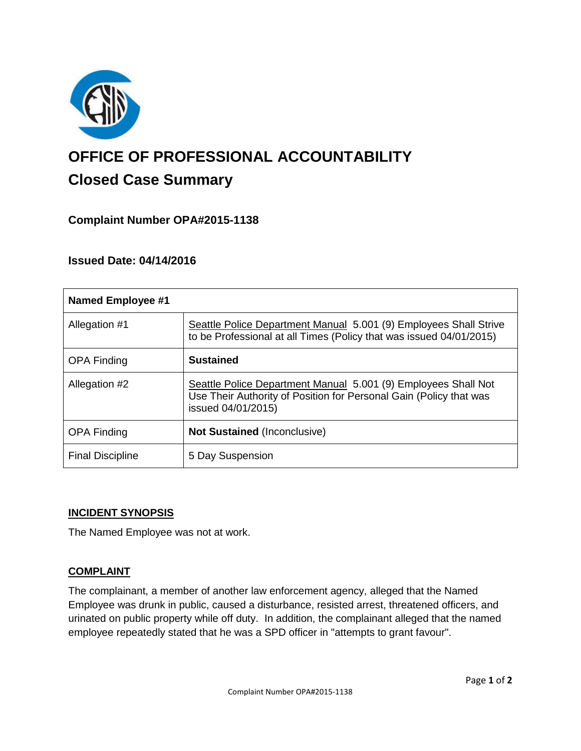# OFFICE OF PROFESSIONAL ACCOUNTABILITY

## Closed Case Summary

### Complaint Number OPA#2015-1138

### Issued Date: 04/14/2016

| Named Employee #1 | |
|---|---|
| Allegation #1 | Seattle Police Department Manual 5.001 (9) Employees Shall Strive to be Professional at all Times (Policy that was issued 04/01/2015) |
| OPA Finding | **Sustained** |
| Allegation #2 | Seattle Police Department Manual 5.001 (9) Employees Shall Not Use Their Authority of Position for Personal Gain (Policy that was issued 04/01/2015) |
| OPA Finding | **Not Sustained** (Inconclusive) |
| Final Discipline | 5 Day Suspension |

**INCIDENT SYNOPSIS**

The Named Employee was not at work.

**COMPLAINT**

The complainant, a member of another law enforcement agency, alleged that the Named Employee was drunk in public, caused a disturbance, resisted arrest, threatened officers, and urinated on public property while off duty. In addition, the complainant alleged that the named employee repeatedly stated that he was a SPD officer in "attempts to grant favour".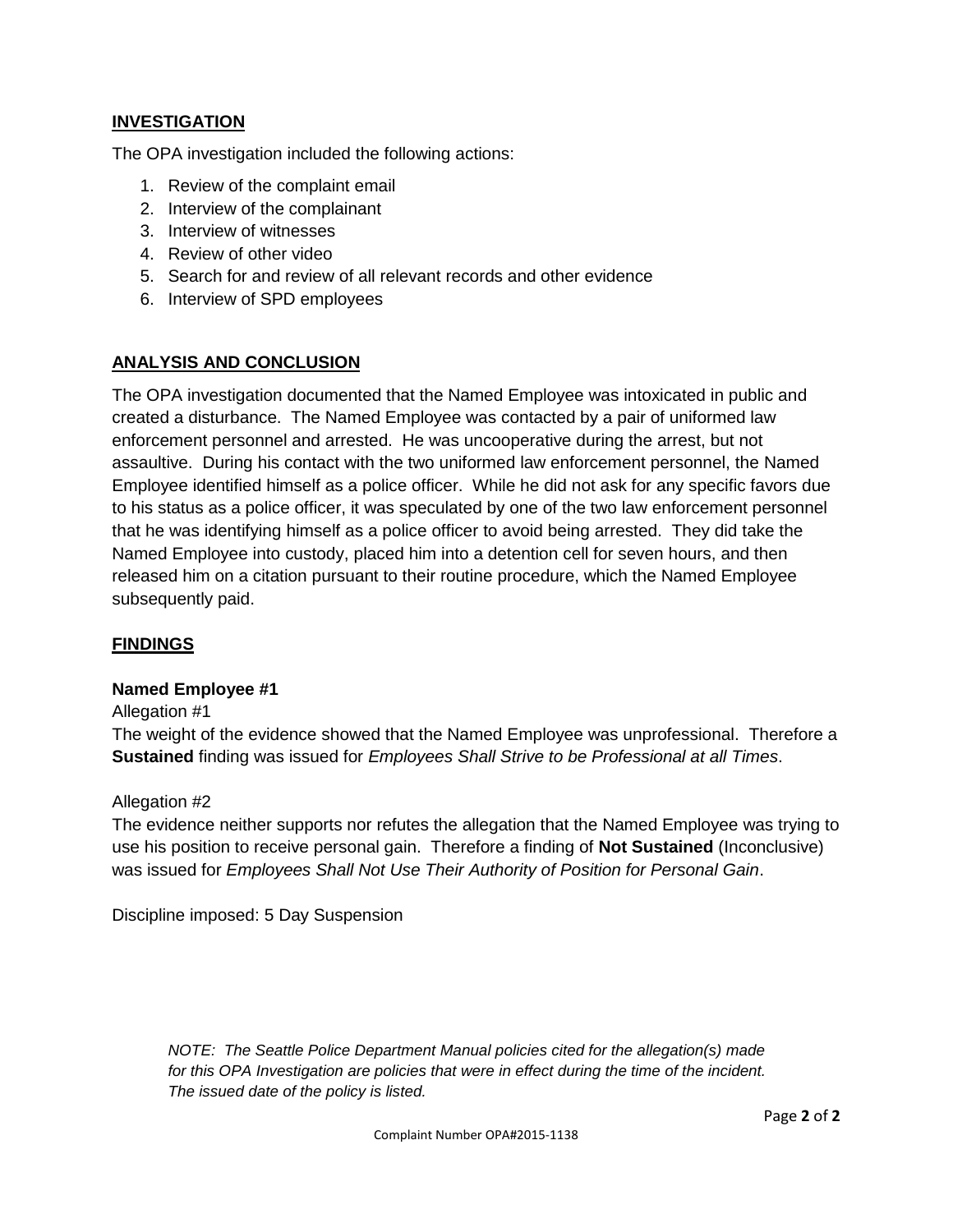## INVESTIGATION

The OPA investigation included the following actions:

1. Review of the complaint email
2. Interview of the complainant
3. Interview of witnesses
4. Review of other video
5. Search for and review of all relevant records and other evidence
6. Interview of SPD employees

## ANALYSIS AND CONCLUSION

The OPA investigation documented that the Named Employee was intoxicated in public and created a disturbance. The Named Employee was contacted by a pair of uniformed law enforcement personnel and arrested. He was uncooperative during the arrest, but not assaultive. During his contact with the two uniformed law enforcement personnel, the Named Employee identified himself as a police officer. While he did not ask for any specific favors due to his status as a police officer, it was speculated by one of the two law enforcement personnel that he was identifying himself as a police officer to avoid being arrested. They did take the Named Employee into custody, placed him into a detention cell for seven hours, and then released him on a citation pursuant to their routine procedure, which the Named Employee subsequently paid.

## FINDINGS

**Named Employee #1**

Allegation #1
The weight of the evidence showed that the Named Employee was unprofessional. Therefore a **Sustained** finding was issued for *Employees Shall Strive to be Professional at all Times*.

Allegation #2
The evidence neither supports nor refutes the allegation that the Named Employee was trying to use his position to receive personal gain. Therefore a finding of **Not Sustained** (Inconclusive) was issued for *Employees Shall Not Use Their Authority of Position for Personal Gain*.

Discipline imposed: 5 Day Suspension

*NOTE: The Seattle Police Department Manual policies cited for the allegation(s) made for this OPA Investigation are policies that were in effect during the time of the incident. The issued date of the policy is listed.*

Complaint Number OPA#2015-1138